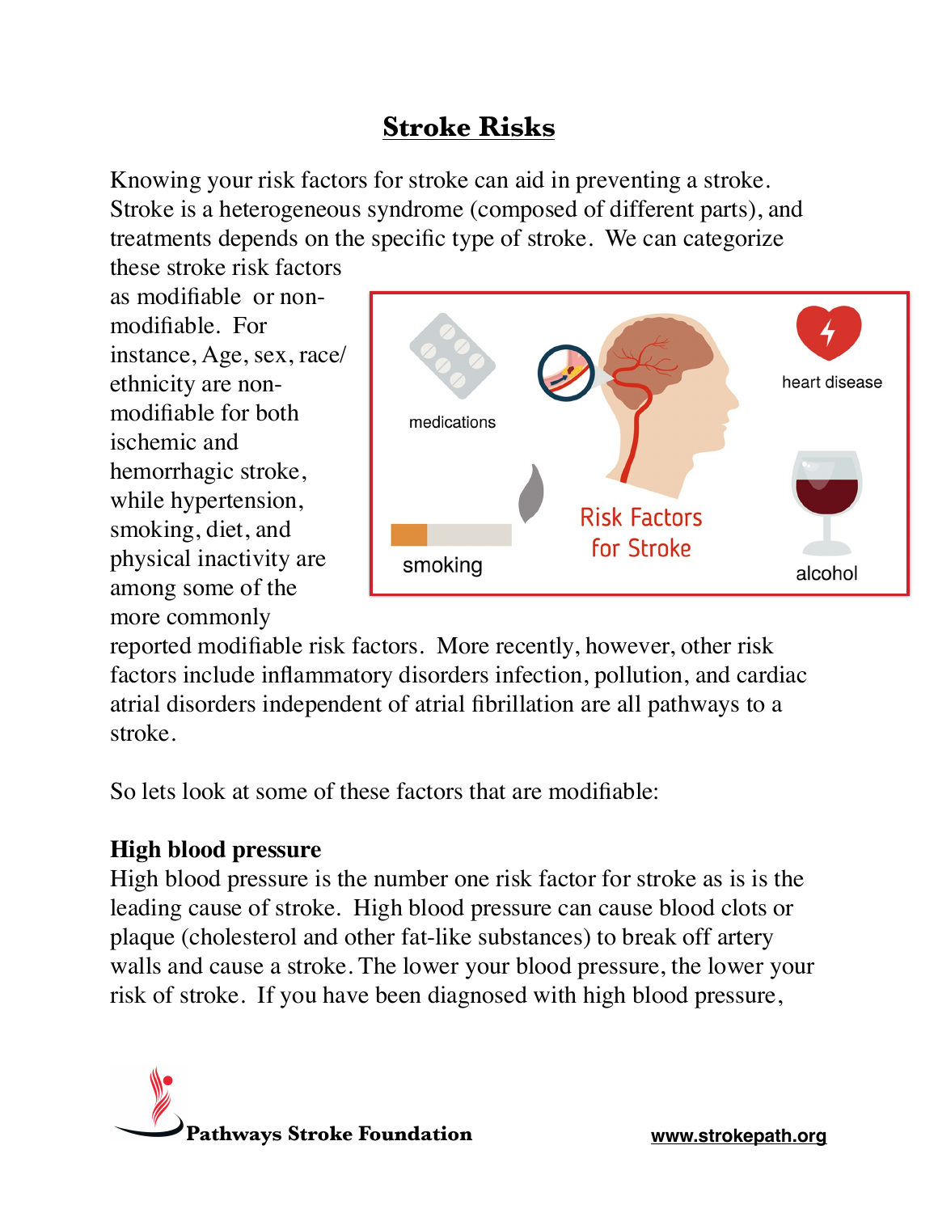# Stroke Risks

Knowing your risk factors for stroke can aid in preventing a stroke. Stroke is a heterogeneous syndrome (composed of different parts), and treatments depends on the specific type of stroke. We can categorize these stroke risk factors as modifiable or non-modifiable. For instance, Age, sex, race/ethnicity are non-modifiable for both ischemic and hemorrhagic stroke, while hypertension, smoking, diet, and physical inactivity are among some of the more commonly reported modifiable risk factors. More recently, however, other risk factors include inflammatory disorders infection, pollution, and cardiac atrial disorders independent of atrial fibrillation are all pathways to a stroke.

So lets look at some of these factors that are modifiable:

**High blood pressure**

High blood pressure is the number one risk factor for stroke as is is the leading cause of stroke. High blood pressure can cause blood clots or plaque (cholesterol and other fat-like substances) to break off artery walls and cause a stroke. The lower your blood pressure, the lower your risk of stroke. If you have been diagnosed with high blood pressure,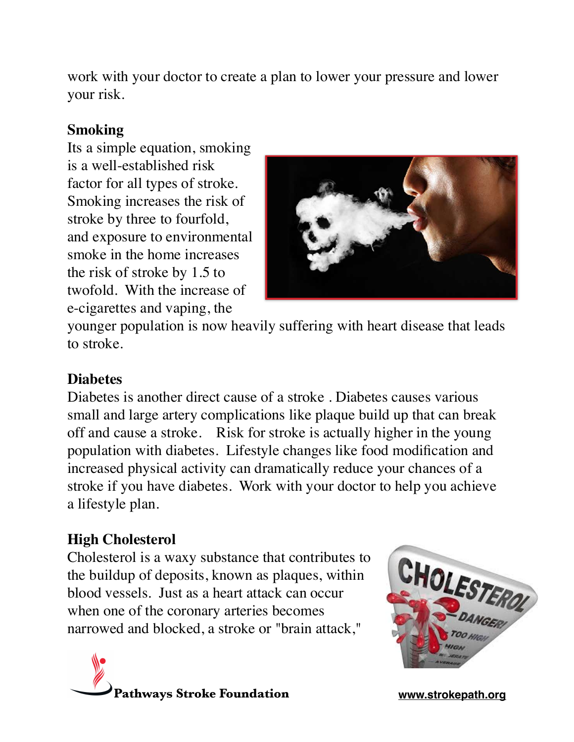work with your doctor to create a plan to lower your pressure and lower your risk.

**Smoking**

Its a simple equation, smoking is a well-established risk factor for all types of stroke. Smoking increases the risk of stroke by three to fourfold, and exposure to environmental smoke in the home increases the risk of stroke by 1.5 to twofold. With the increase of e-cigarettes and vaping, the younger population is now heavily suffering with heart disease that leads to stroke.

**Diabetes**

Diabetes is another direct cause of a stroke . Diabetes causes various small and large artery complications like plaque build up that can break off and cause a stroke. Risk for stroke is actually higher in the young population with diabetes. Lifestyle changes like food modification and increased physical activity can dramatically reduce your chances of a stroke if you have diabetes. Work with your doctor to help you achieve a lifestyle plan.

**High Cholesterol**

Cholesterol is a waxy substance that contributes to the buildup of deposits, known as plaques, within blood vessels. Just as a heart attack can occur when one of the coronary arteries becomes narrowed and blocked, a stroke or "brain attack,"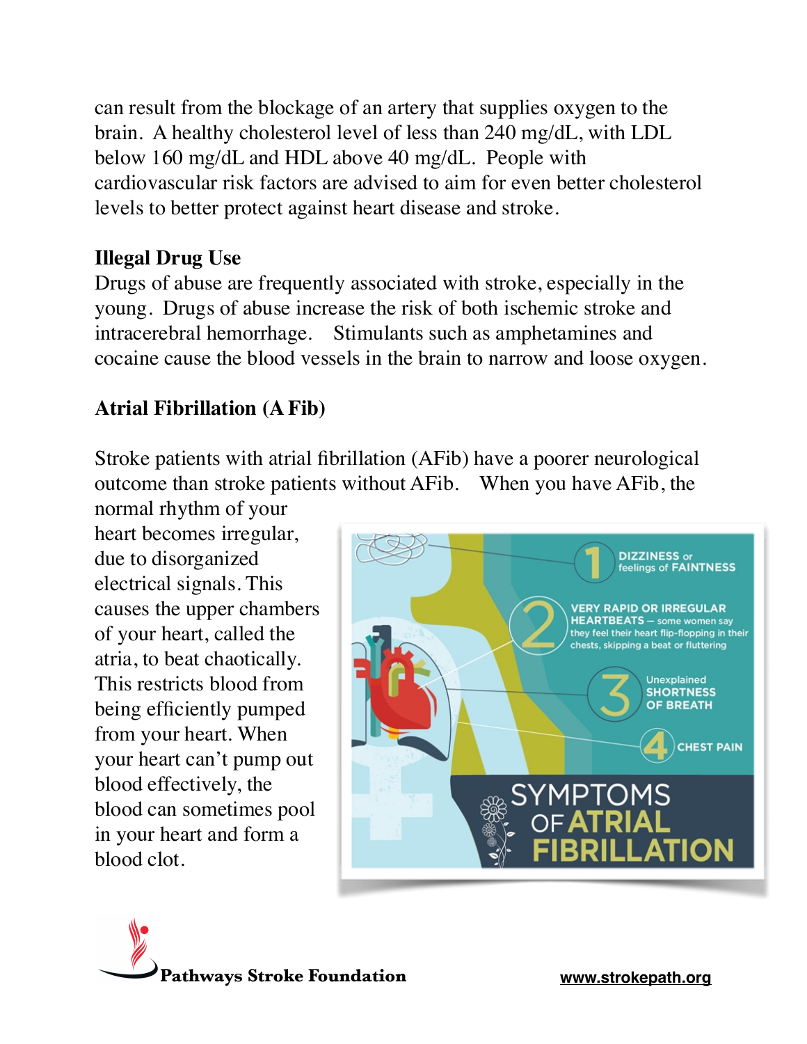can result from the blockage of an artery that supplies oxygen to the brain. A healthy cholesterol level of less than 240 mg/dL, with LDL below 160 mg/dL and HDL above 40 mg/dL. People with cardiovascular risk factors are advised to aim for even better cholesterol levels to better protect against heart disease and stroke.

**Illegal Drug Use**

Drugs of abuse are frequently associated with stroke, especially in the young. Drugs of abuse increase the risk of both ischemic stroke and intracerebral hemorrhage. Stimulants such as amphetamines and cocaine cause the blood vessels in the brain to narrow and loose oxygen.

**Atrial Fibrillation (A Fib)**

Stroke patients with atrial fibrillation (AFib) have a poorer neurological outcome than stroke patients without AFib. When you have AFib, the normal rhythm of your heart becomes irregular, due to disorganized electrical signals. This causes the upper chambers of your heart, called the atria, to beat chaotically. This restricts blood from being efficiently pumped from your heart. When your heart can't pump out blood effectively, the blood can sometimes pool in your heart and form a blood clot.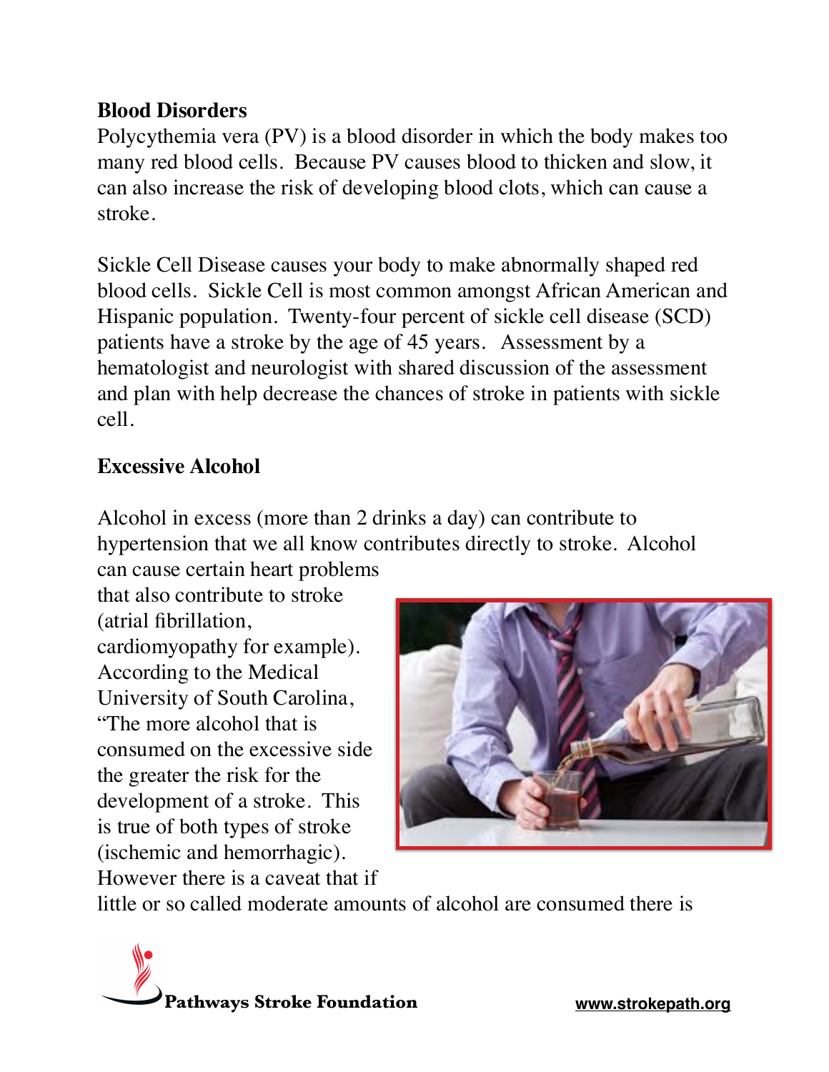## Blood Disorders

Polycythemia vera (PV) is a blood disorder in which the body makes too many red blood cells. Because PV causes blood to thicken and slow, it can also increase the risk of developing blood clots, which can cause a stroke.

Sickle Cell Disease causes your body to make abnormally shaped red blood cells. Sickle Cell is most common amongst African American and Hispanic population. Twenty-four percent of sickle cell disease (SCD) patients have a stroke by the age of 45 years. Assessment by a hematologist and neurologist with shared discussion of the assessment and plan with help decrease the chances of stroke in patients with sickle cell.

## Excessive Alcohol

Alcohol in excess (more than 2 drinks a day) can contribute to hypertension that we all know contributes directly to stroke. Alcohol can cause certain heart problems that also contribute to stroke (atrial fibrillation, cardiomyopathy for example). According to the Medical University of South Carolina, "The more alcohol that is consumed on the excessive side the greater the risk for the development of a stroke. This is true of both types of stroke (ischemic and hemorrhagic). However there is a caveat that if little or so called moderate amounts of alcohol are consumed there is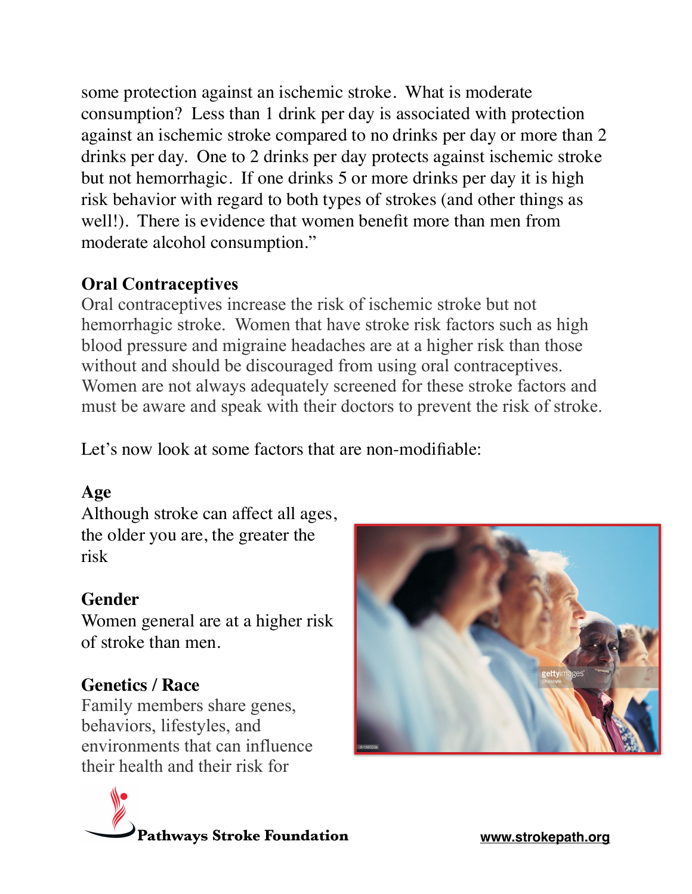some protection against an ischemic stroke. What is moderate consumption? Less than 1 drink per day is associated with protection against an ischemic stroke compared to no drinks per day or more than 2 drinks per day. One to 2 drinks per day protects against ischemic stroke but not hemorrhagic. If one drinks 5 or more drinks per day it is high risk behavior with regard to both types of strokes (and other things as well!). There is evidence that women benefit more than men from moderate alcohol consumption."

### Oral Contraceptives

Oral contraceptives increase the risk of ischemic stroke but not hemorrhagic stroke. Women that have stroke risk factors such as high blood pressure and migraine headaches are at a higher risk than those without and should be discouraged from using oral contraceptives. Women are not always adequately screened for these stroke factors and must be aware and speak with their doctors to prevent the risk of stroke.

Let's now look at some factors that are non-modifiable:

### Age

Although stroke can affect all ages, the older you are, the greater the risk

### Gender

Women general are at a higher risk of stroke than men.

### Genetics / Race

Family members share genes, behaviors, lifestyles, and environments that can influence their health and their risk for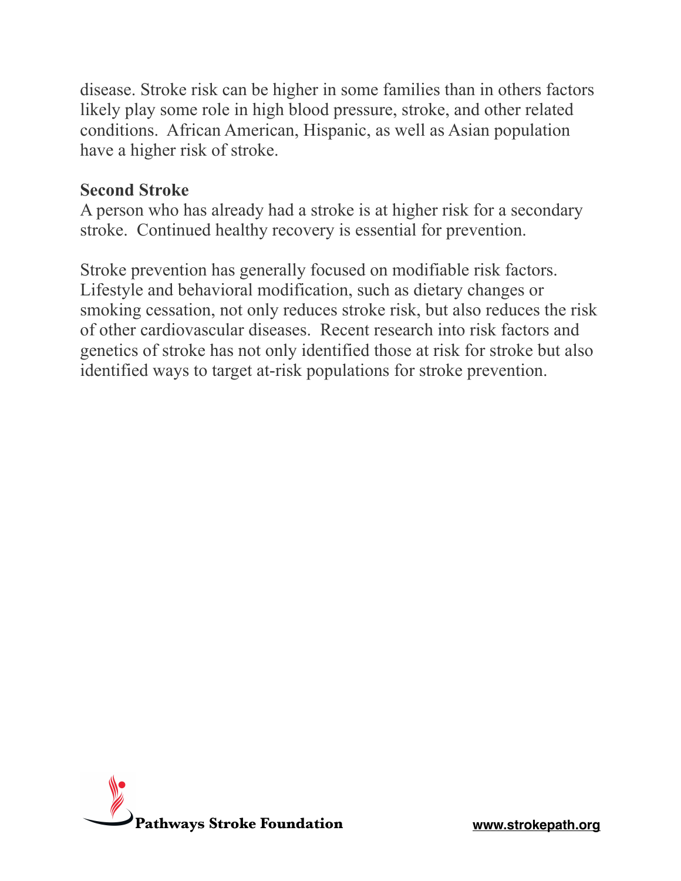disease. Stroke risk can be higher in some families than in others factors likely play some role in high blood pressure, stroke, and other related conditions. African American, Hispanic, as well as Asian population have a higher risk of stroke.

**Second Stroke**

A person who has already had a stroke is at higher risk for a secondary stroke. Continued healthy recovery is essential for prevention.

Stroke prevention has generally focused on modifiable risk factors. Lifestyle and behavioral modification, such as dietary changes or smoking cessation, not only reduces stroke risk, but also reduces the risk of other cardiovascular diseases. Recent research into risk factors and genetics of stroke has not only identified those at risk for stroke but also identified ways to target at-risk populations for stroke prevention.